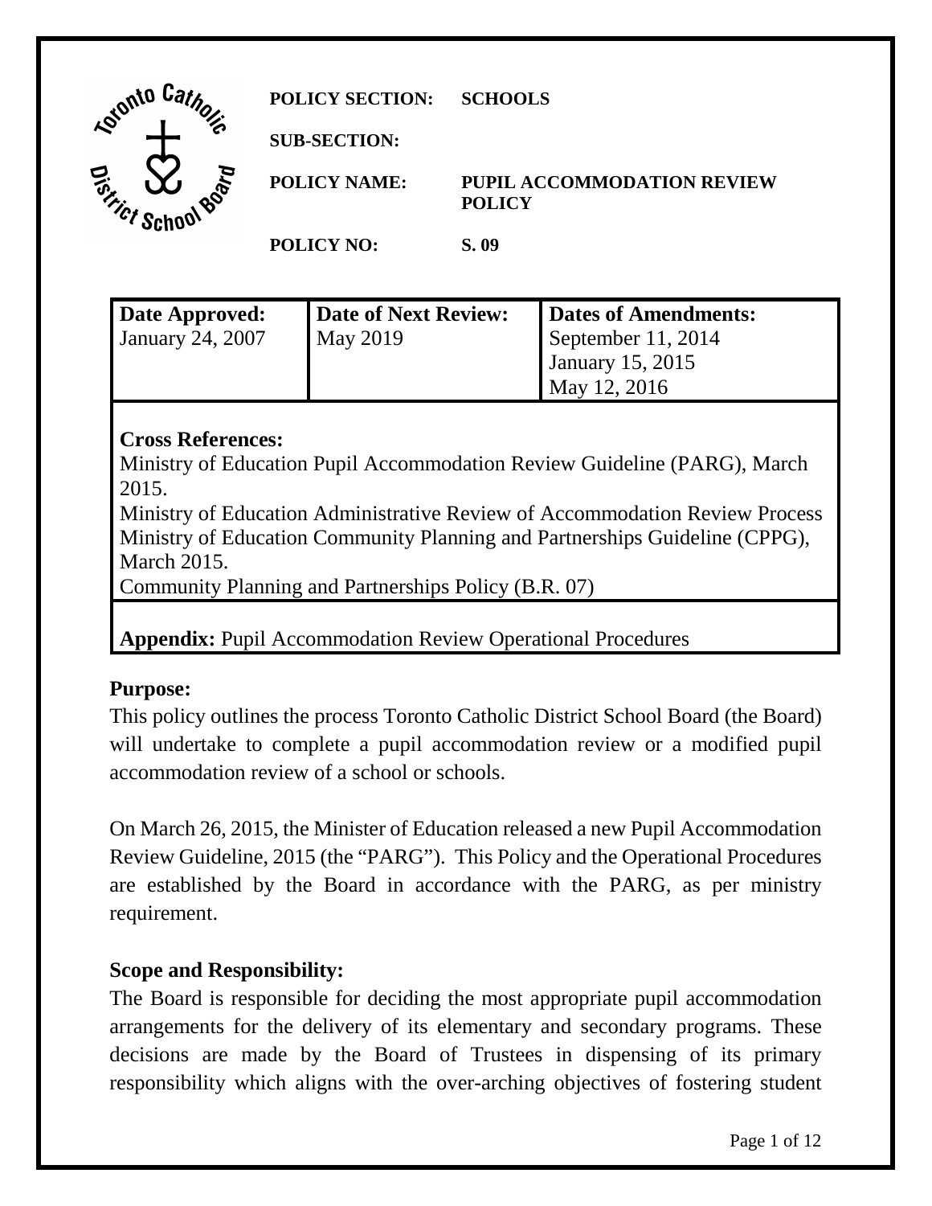**POLICY SECTION:** SCHOOLS

**SUB-SECTION:**

**POLICY NAME:** PUPIL ACCOMMODATION REVIEW POLICY

**POLICY NO:** S. 09

| Date Approved: | Date of Next Review: | Dates of Amendments: |
|---|---|---|
| January 24, 2007 | May 2019 | September 11, 2014<br>January 15, 2015<br>May 12, 2016 |

**Cross References:**
Ministry of Education Pupil Accommodation Review Guideline (PARG), March 2015.
Ministry of Education Administrative Review of Accommodation Review Process
Ministry of Education Community Planning and Partnerships Guideline (CPPG), March 2015.
Community Planning and Partnerships Policy (B.R. 07)

**Appendix:** Pupil Accommodation Review Operational Procedures

## Purpose:

This policy outlines the process Toronto Catholic District School Board (the Board) will undertake to complete a pupil accommodation review or a modified pupil accommodation review of a school or schools.

On March 26, 2015, the Minister of Education released a new Pupil Accommodation Review Guideline, 2015 (the "PARG"). This Policy and the Operational Procedures are established by the Board in accordance with the PARG, as per ministry requirement.

## Scope and Responsibility:

The Board is responsible for deciding the most appropriate pupil accommodation arrangements for the delivery of its elementary and secondary programs. These decisions are made by the Board of Trustees in dispensing of its primary responsibility which aligns with the over-arching objectives of fostering student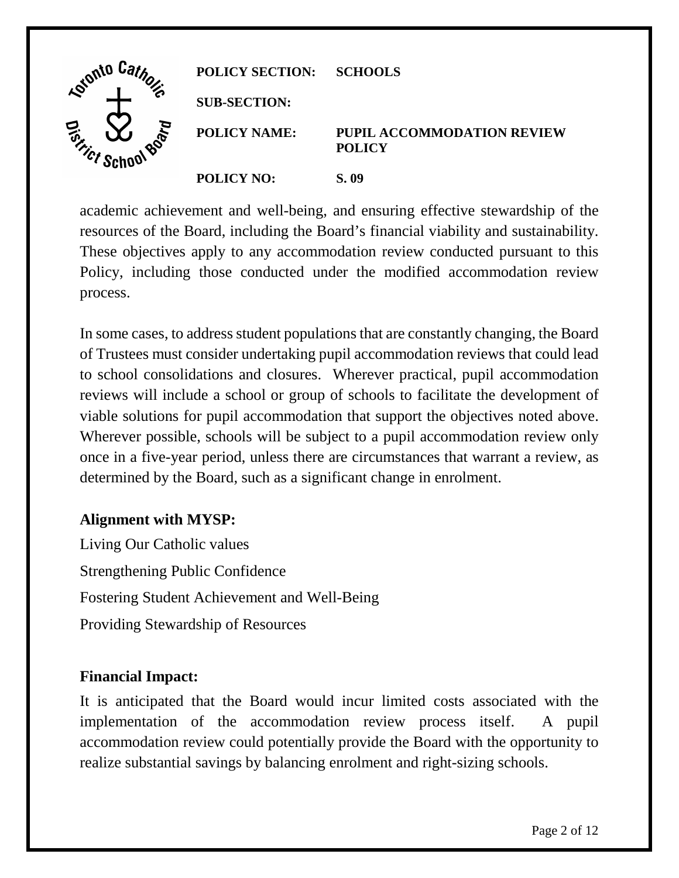academic achievement and well-being, and ensuring effective stewardship of the resources of the Board, including the Board's financial viability and sustainability. These objectives apply to any accommodation review conducted pursuant to this Policy, including those conducted under the modified accommodation review process.

In some cases, to address student populations that are constantly changing, the Board of Trustees must consider undertaking pupil accommodation reviews that could lead to school consolidations and closures. Wherever practical, pupil accommodation reviews will include a school or group of schools to facilitate the development of viable solutions for pupil accommodation that support the objectives noted above. Wherever possible, schools will be subject to a pupil accommodation review only once in a five-year period, unless there are circumstances that warrant a review, as determined by the Board, such as a significant change in enrolment.

## Alignment with MYSP:

Living Our Catholic values

Strengthening Public Confidence

Fostering Student Achievement and Well-Being

Providing Stewardship of Resources

## Financial Impact:

It is anticipated that the Board would incur limited costs associated with the implementation of the accommodation review process itself. A pupil accommodation review could potentially provide the Board with the opportunity to realize substantial savings by balancing enrolment and right-sizing schools.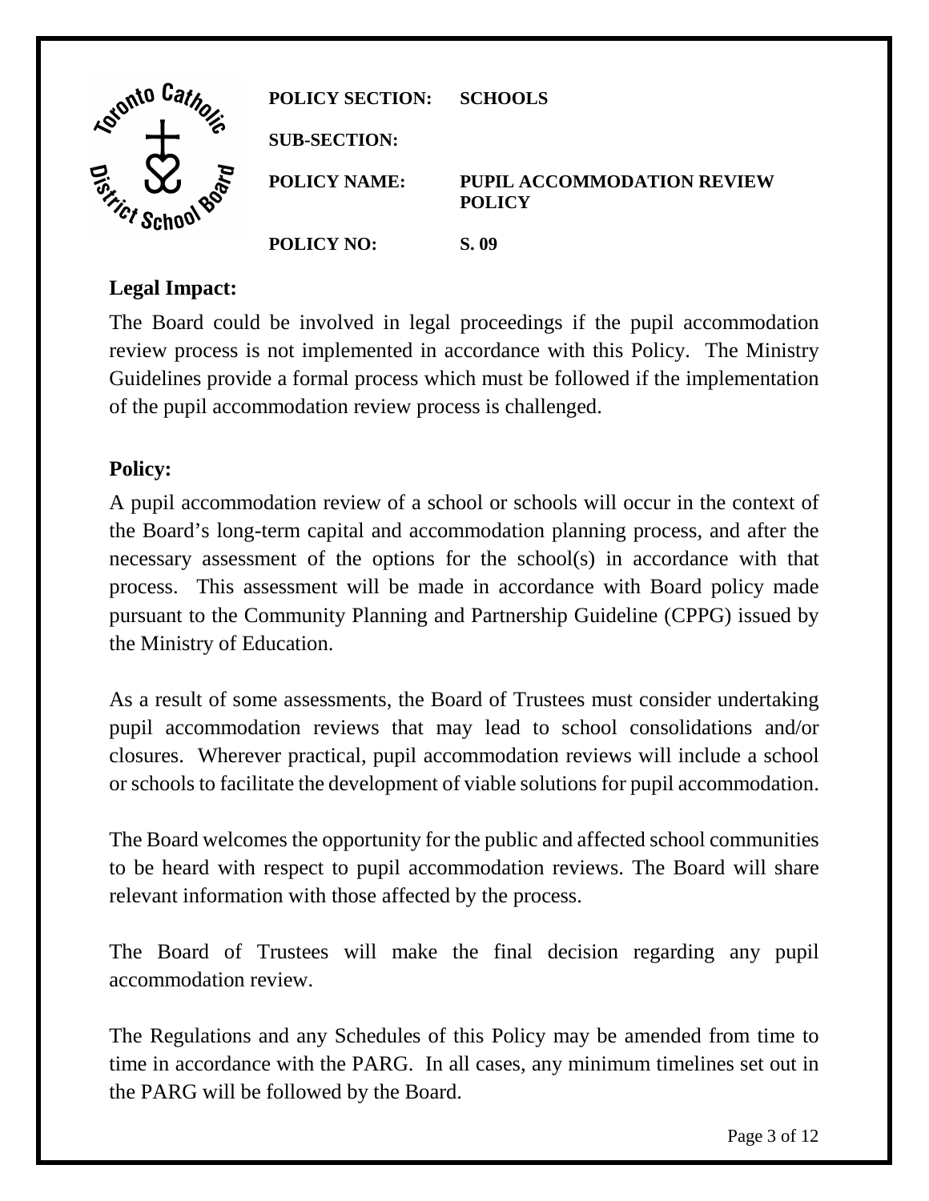| POLICY SECTION: | SCHOOLS |
| --- | --- |
| SUB-SECTION: | |
| POLICY NAME: | PUPIL ACCOMMODATION REVIEW POLICY |
| POLICY NO: | S. 09 |

## Legal Impact:

The Board could be involved in legal proceedings if the pupil accommodation review process is not implemented in accordance with this Policy. The Ministry Guidelines provide a formal process which must be followed if the implementation of the pupil accommodation review process is challenged.

## Policy:

A pupil accommodation review of a school or schools will occur in the context of the Board's long-term capital and accommodation planning process, and after the necessary assessment of the options for the school(s) in accordance with that process. This assessment will be made in accordance with Board policy made pursuant to the Community Planning and Partnership Guideline (CPPG) issued by the Ministry of Education.

As a result of some assessments, the Board of Trustees must consider undertaking pupil accommodation reviews that may lead to school consolidations and/or closures. Wherever practical, pupil accommodation reviews will include a school or schools to facilitate the development of viable solutions for pupil accommodation.

The Board welcomes the opportunity for the public and affected school communities to be heard with respect to pupil accommodation reviews. The Board will share relevant information with those affected by the process.

The Board of Trustees will make the final decision regarding any pupil accommodation review.

The Regulations and any Schedules of this Policy may be amended from time to time in accordance with the PARG. In all cases, any minimum timelines set out in the PARG will be followed by the Board.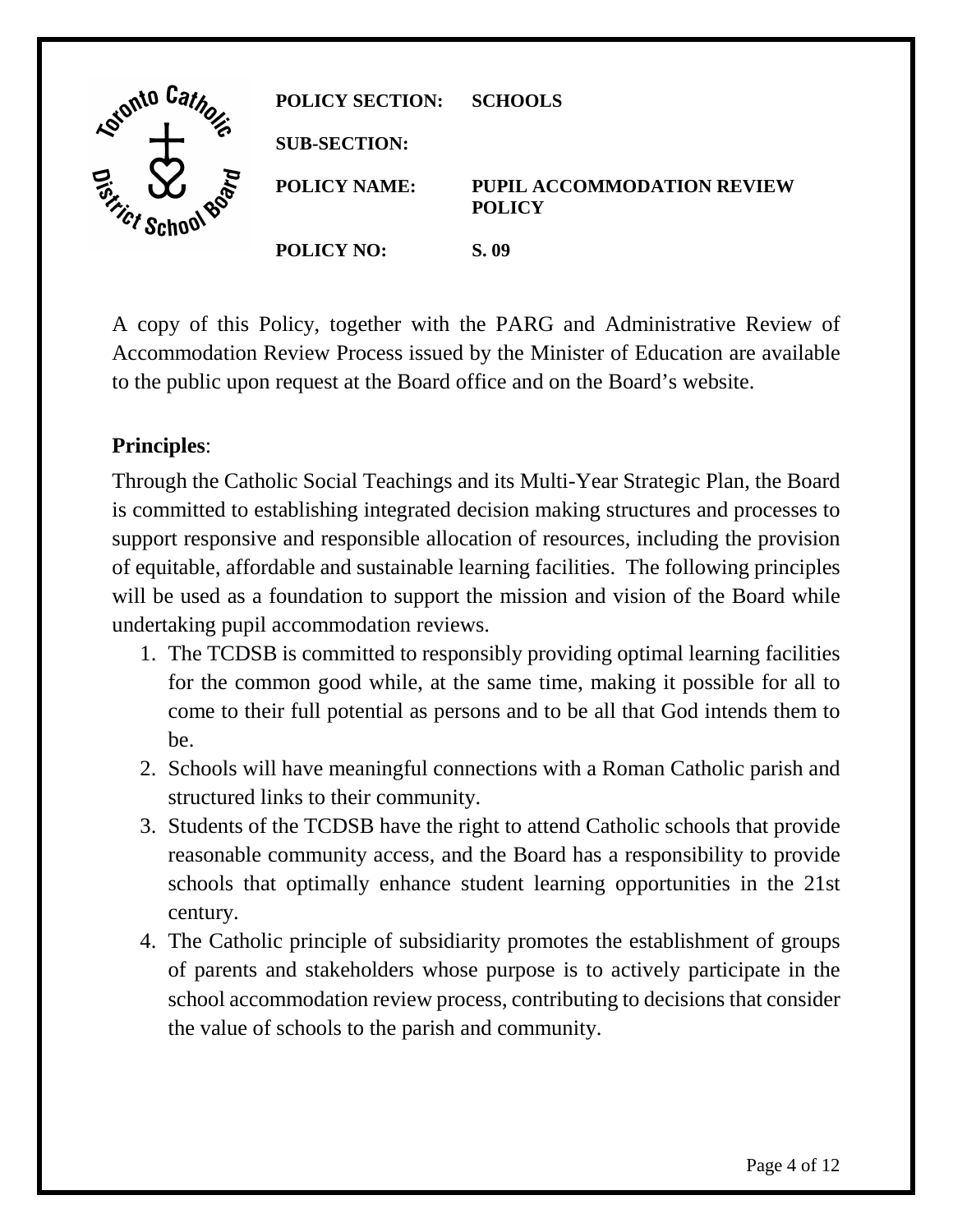A copy of this Policy, together with the PARG and Administrative Review of Accommodation Review Process issued by the Minister of Education are available to the public upon request at the Board office and on the Board's website.

**Principles**:

Through the Catholic Social Teachings and its Multi-Year Strategic Plan, the Board is committed to establishing integrated decision making structures and processes to support responsive and responsible allocation of resources, including the provision of equitable, affordable and sustainable learning facilities. The following principles will be used as a foundation to support the mission and vision of the Board while undertaking pupil accommodation reviews.

1. The TCDSB is committed to responsibly providing optimal learning facilities for the common good while, at the same time, making it possible for all to come to their full potential as persons and to be all that God intends them to be.
2. Schools will have meaningful connections with a Roman Catholic parish and structured links to their community.
3. Students of the TCDSB have the right to attend Catholic schools that provide reasonable community access, and the Board has a responsibility to provide schools that optimally enhance student learning opportunities in the 21st century.
4. The Catholic principle of subsidiarity promotes the establishment of groups of parents and stakeholders whose purpose is to actively participate in the school accommodation review process, contributing to decisions that consider the value of schools to the parish and community.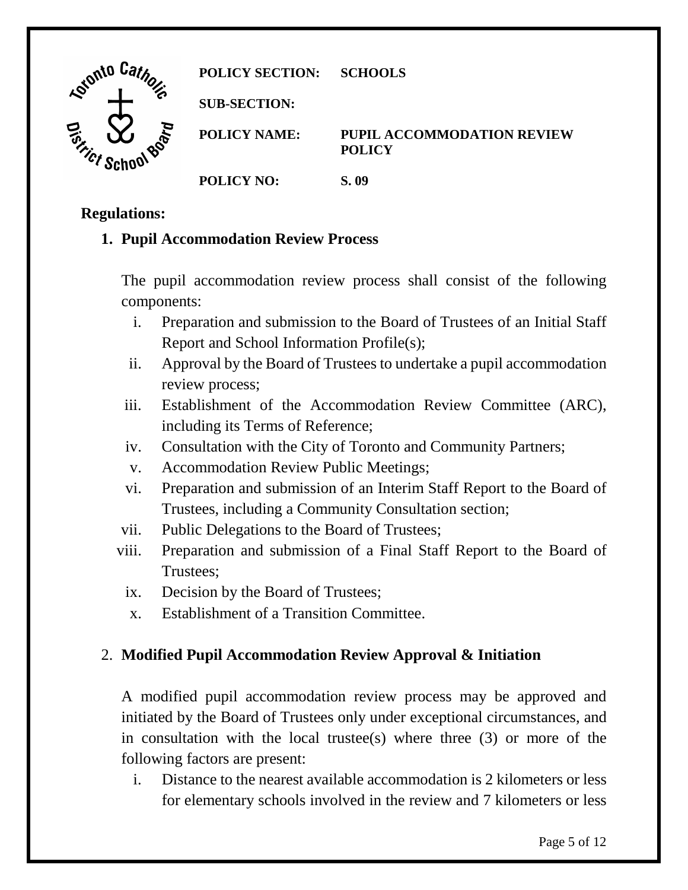| | |
|---|---|
| **POLICY SECTION:** | **SCHOOLS** |
| **SUB-SECTION:** | |
| **POLICY NAME:** | **PUPIL ACCOMMODATION REVIEW POLICY** |
| **POLICY NO:** | **S. 09** |

**Regulations:**

**1. Pupil Accommodation Review Process**

The pupil accommodation review process shall consist of the following components:

i. Preparation and submission to the Board of Trustees of an Initial Staff Report and School Information Profile(s);

ii. Approval by the Board of Trustees to undertake a pupil accommodation review process;

iii. Establishment of the Accommodation Review Committee (ARC), including its Terms of Reference;

iv. Consultation with the City of Toronto and Community Partners;

v. Accommodation Review Public Meetings;

vi. Preparation and submission of an Interim Staff Report to the Board of Trustees, including a Community Consultation section;

vii. Public Delegations to the Board of Trustees;

viii. Preparation and submission of a Final Staff Report to the Board of Trustees;

ix. Decision by the Board of Trustees;

x. Establishment of a Transition Committee.

2. **Modified Pupil Accommodation Review Approval & Initiation**

A modified pupil accommodation review process may be approved and initiated by the Board of Trustees only under exceptional circumstances, and in consultation with the local trustee(s) where three (3) or more of the following factors are present:

i. Distance to the nearest available accommodation is 2 kilometers or less for elementary schools involved in the review and 7 kilometers or less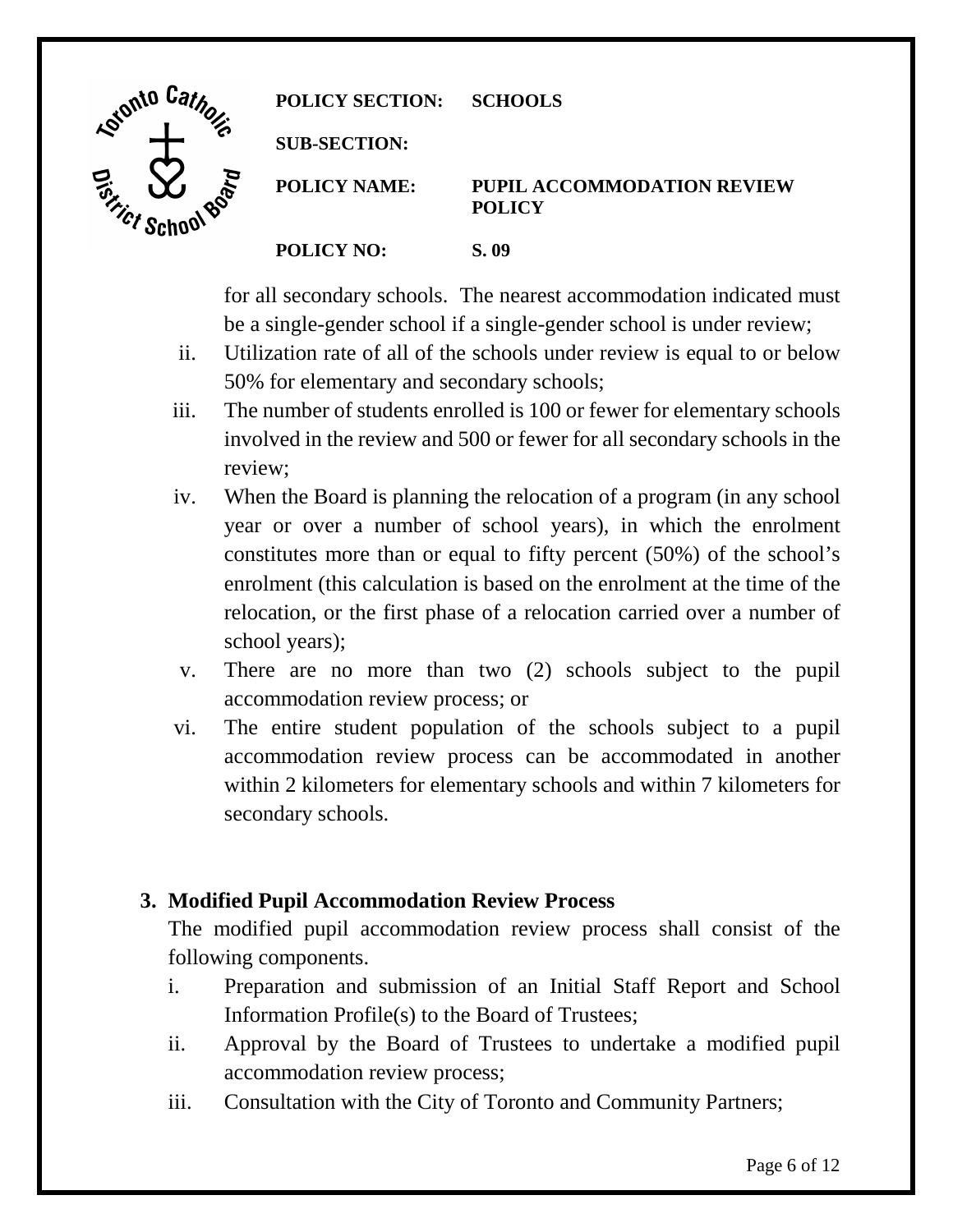for all secondary schools. The nearest accommodation indicated must be a single-gender school if a single-gender school is under review;

ii. Utilization rate of all of the schools under review is equal to or below 50% for elementary and secondary schools;

iii. The number of students enrolled is 100 or fewer for elementary schools involved in the review and 500 or fewer for all secondary schools in the review;

iv. When the Board is planning the relocation of a program (in any school year or over a number of school years), in which the enrolment constitutes more than or equal to fifty percent (50%) of the school's enrolment (this calculation is based on the enrolment at the time of the relocation, or the first phase of a relocation carried over a number of school years);

v. There are no more than two (2) schools subject to the pupil accommodation review process; or

vi. The entire student population of the schools subject to a pupil accommodation review process can be accommodated in another within 2 kilometers for elementary schools and within 7 kilometers for secondary schools.

## 3. Modified Pupil Accommodation Review Process

The modified pupil accommodation review process shall consist of the following components.

i. Preparation and submission of an Initial Staff Report and School Information Profile(s) to the Board of Trustees;

ii. Approval by the Board of Trustees to undertake a modified pupil accommodation review process;

iii. Consultation with the City of Toronto and Community Partners;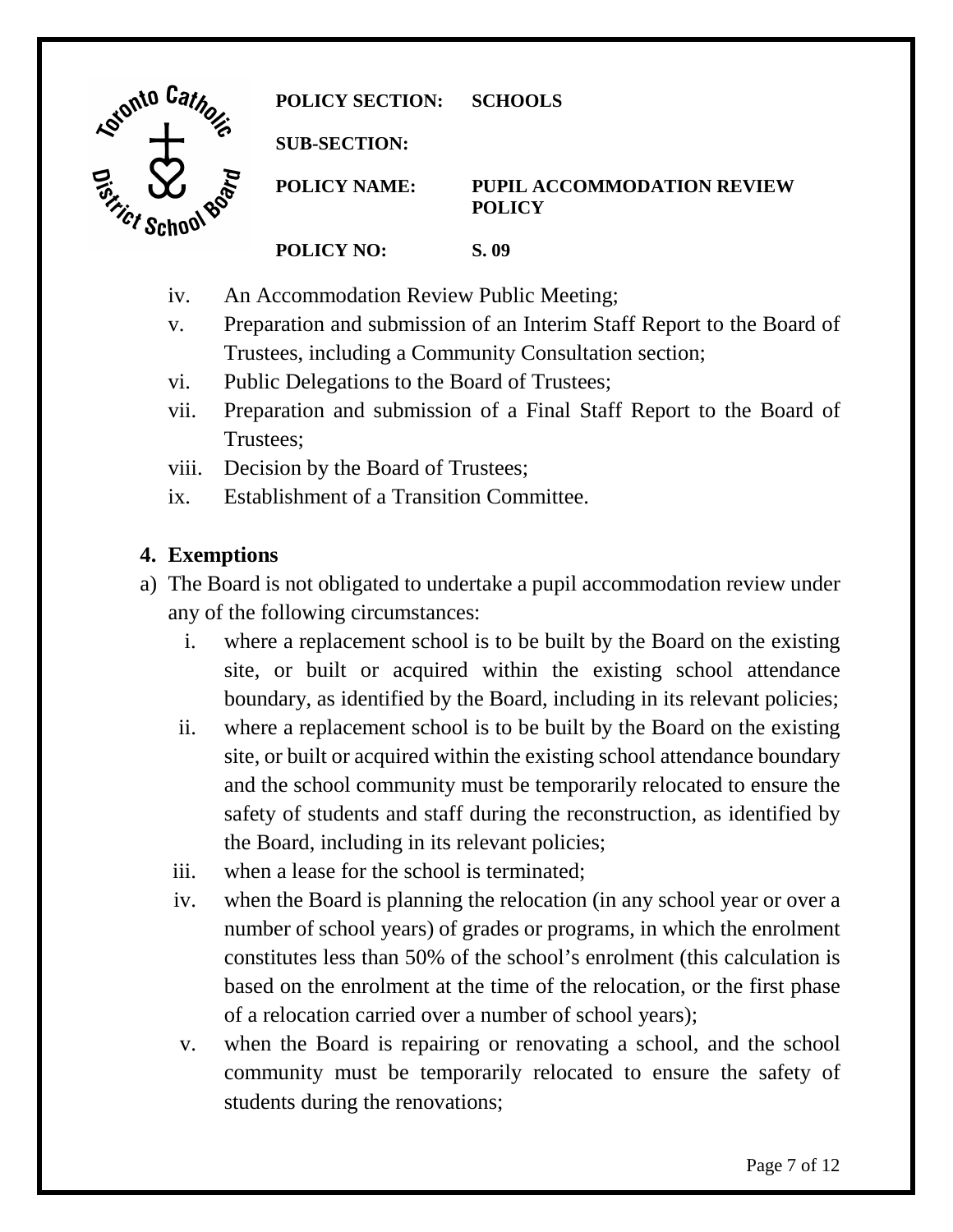iv. An Accommodation Review Public Meeting;

v. Preparation and submission of an Interim Staff Report to the Board of Trustees, including a Community Consultation section;

vi. Public Delegations to the Board of Trustees;

vii. Preparation and submission of a Final Staff Report to the Board of Trustees;

viii. Decision by the Board of Trustees;

ix. Establishment of a Transition Committee.

## 4. Exemptions

a) The Board is not obligated to undertake a pupil accommodation review under any of the following circumstances:

   i. where a replacement school is to be built by the Board on the existing site, or built or acquired within the existing school attendance boundary, as identified by the Board, including in its relevant policies;

   ii. where a replacement school is to be built by the Board on the existing site, or built or acquired within the existing school attendance boundary and the school community must be temporarily relocated to ensure the safety of students and staff during the reconstruction, as identified by the Board, including in its relevant policies;

   iii. when a lease for the school is terminated;

   iv. when the Board is planning the relocation (in any school year or over a number of school years) of grades or programs, in which the enrolment constitutes less than 50% of the school's enrolment (this calculation is based on the enrolment at the time of the relocation, or the first phase of a relocation carried over a number of school years);

   v. when the Board is repairing or renovating a school, and the school community must be temporarily relocated to ensure the safety of students during the renovations;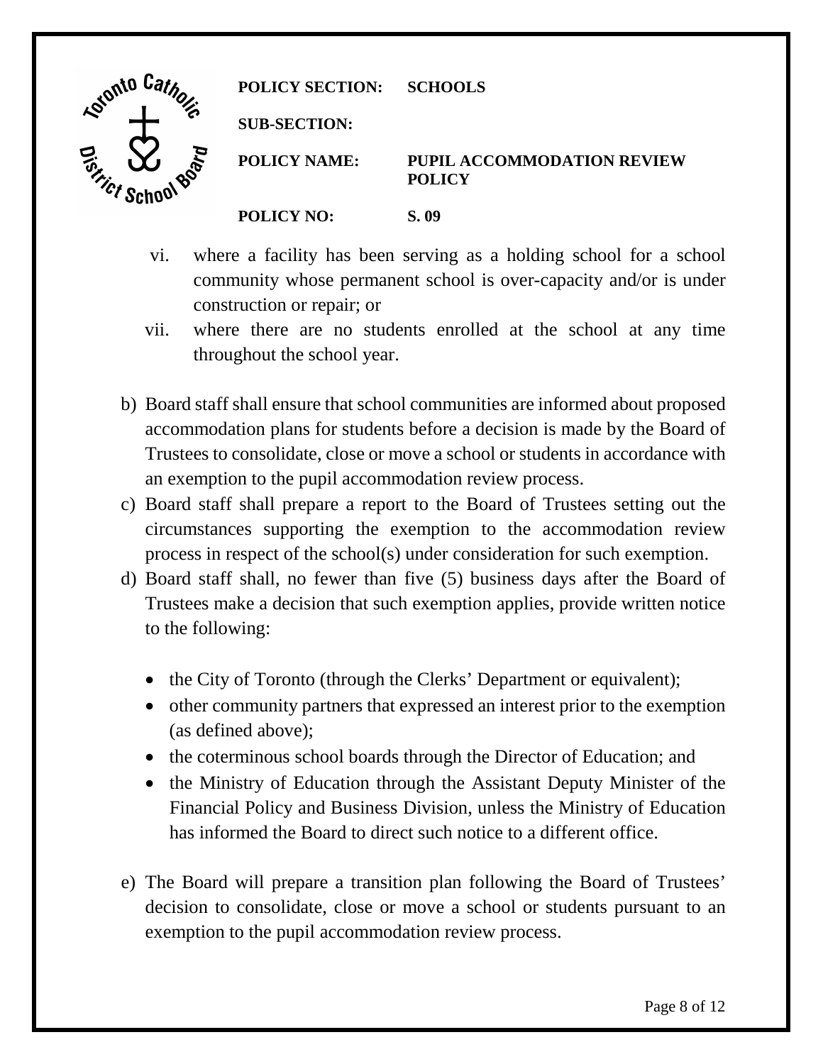vi. where a facility has been serving as a holding school for a school community whose permanent school is over-capacity and/or is under construction or repair; or

vii. where there are no students enrolled at the school at any time throughout the school year.

b) Board staff shall ensure that school communities are informed about proposed accommodation plans for students before a decision is made by the Board of Trustees to consolidate, close or move a school or students in accordance with an exemption to the pupil accommodation review process.

c) Board staff shall prepare a report to the Board of Trustees setting out the circumstances supporting the exemption to the accommodation review process in respect of the school(s) under consideration for such exemption.

d) Board staff shall, no fewer than five (5) business days after the Board of Trustees make a decision that such exemption applies, provide written notice to the following:

- the City of Toronto (through the Clerks' Department or equivalent);
- other community partners that expressed an interest prior to the exemption (as defined above);
- the coterminous school boards through the Director of Education; and
- the Ministry of Education through the Assistant Deputy Minister of the Financial Policy and Business Division, unless the Ministry of Education has informed the Board to direct such notice to a different office.

e) The Board will prepare a transition plan following the Board of Trustees' decision to consolidate, close or move a school or students pursuant to an exemption to the pupil accommodation review process.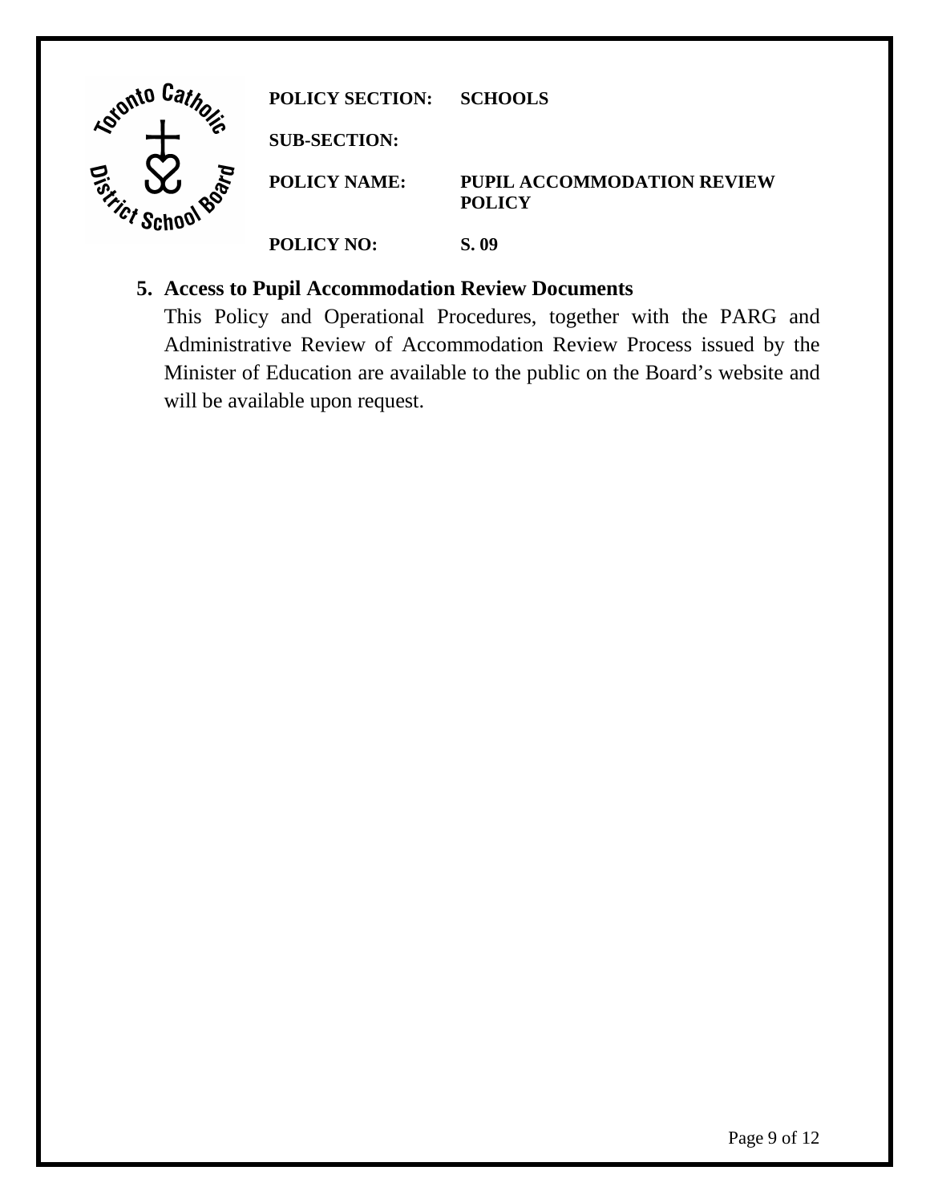**POLICY SECTION:** SCHOOLS

**SUB-SECTION:**

**POLICY NAME:** PUPIL ACCOMMODATION REVIEW POLICY

**POLICY NO:** S. 09

5. **Access to Pupil Accommodation Review Documents**

   This Policy and Operational Procedures, together with the PARG and Administrative Review of Accommodation Review Process issued by the Minister of Education are available to the public on the Board's website and will be available upon request.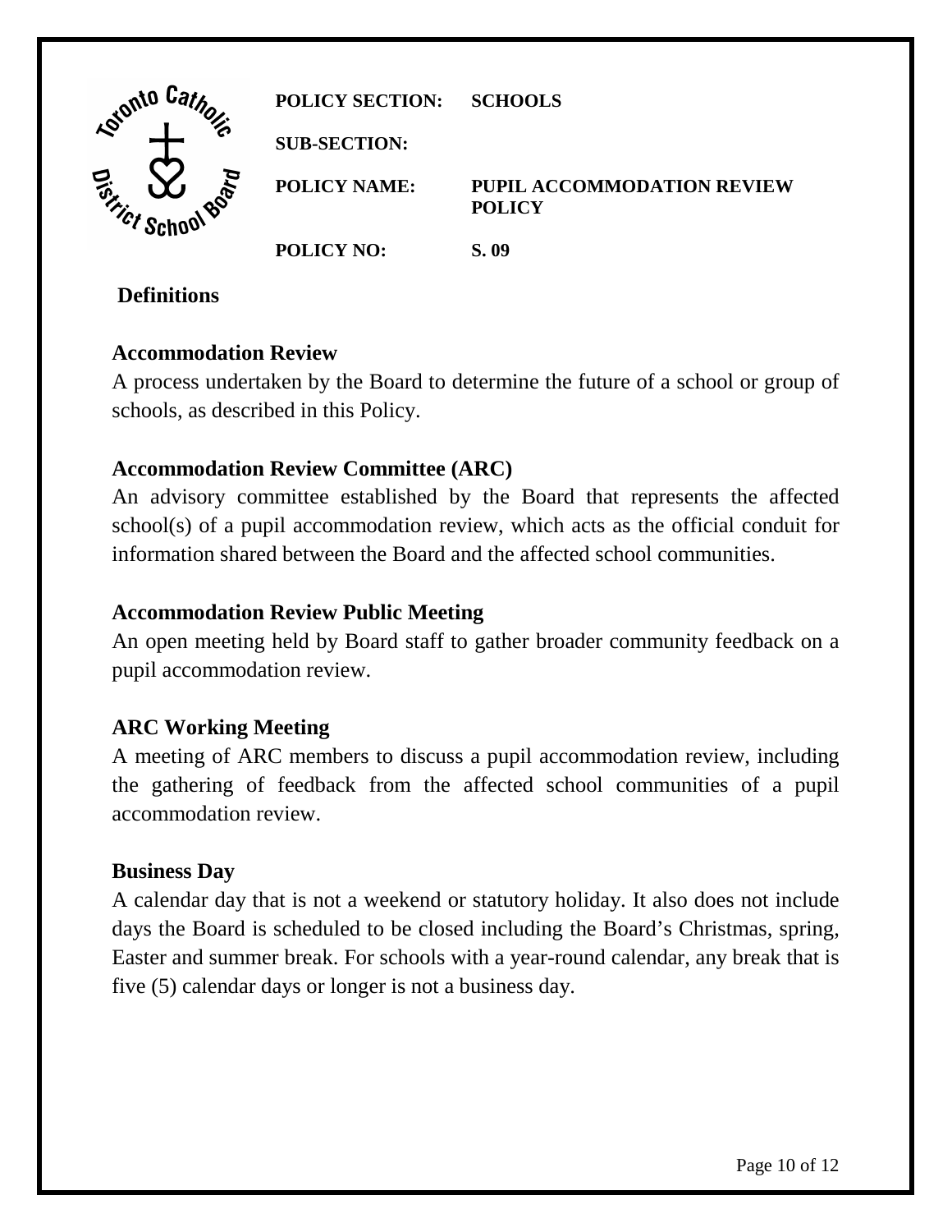| POLICY SECTION: | SCHOOLS |
| --- | --- |
| SUB-SECTION: | |
| POLICY NAME: | PUPIL ACCOMMODATION REVIEW POLICY |
| POLICY NO: | S. 09 |

## Definitions

**Accommodation Review**

A process undertaken by the Board to determine the future of a school or group of schools, as described in this Policy.

**Accommodation Review Committee (ARC)**

An advisory committee established by the Board that represents the affected school(s) of a pupil accommodation review, which acts as the official conduit for information shared between the Board and the affected school communities.

**Accommodation Review Public Meeting**

An open meeting held by Board staff to gather broader community feedback on a pupil accommodation review.

**ARC Working Meeting**

A meeting of ARC members to discuss a pupil accommodation review, including the gathering of feedback from the affected school communities of a pupil accommodation review.

**Business Day**

A calendar day that is not a weekend or statutory holiday. It also does not include days the Board is scheduled to be closed including the Board's Christmas, spring, Easter and summer break. For schools with a year-round calendar, any break that is five (5) calendar days or longer is not a business day.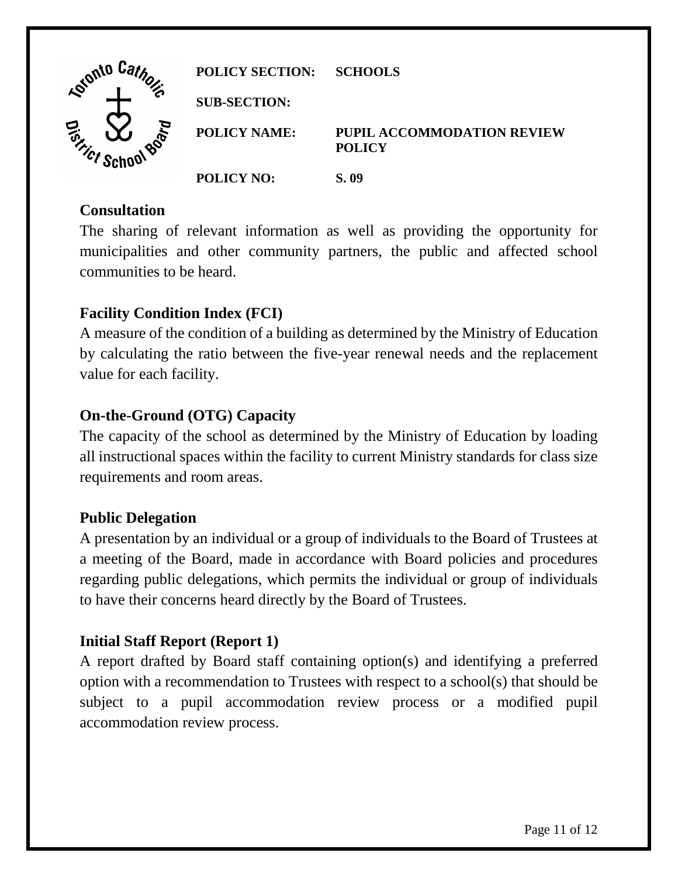## Consultation

The sharing of relevant information as well as providing the opportunity for municipalities and other community partners, the public and affected school communities to be heard.

## Facility Condition Index (FCI)

A measure of the condition of a building as determined by the Ministry of Education by calculating the ratio between the five-year renewal needs and the replacement value for each facility.

## On-the-Ground (OTG) Capacity

The capacity of the school as determined by the Ministry of Education by loading all instructional spaces within the facility to current Ministry standards for class size requirements and room areas.

## Public Delegation

A presentation by an individual or a group of individuals to the Board of Trustees at a meeting of the Board, made in accordance with Board policies and procedures regarding public delegations, which permits the individual or group of individuals to have their concerns heard directly by the Board of Trustees.

## Initial Staff Report (Report 1)

A report drafted by Board staff containing option(s) and identifying a preferred option with a recommendation to Trustees with respect to a school(s) that should be subject to a pupil accommodation review process or a modified pupil accommodation review process.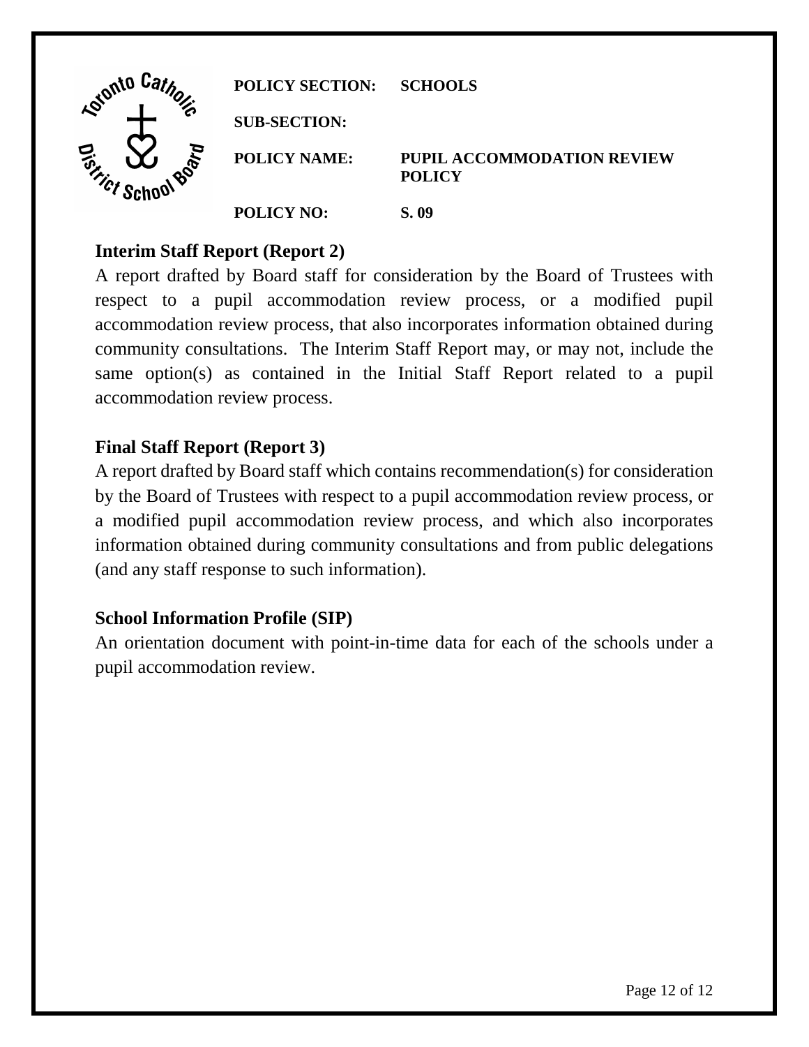### Interim Staff Report (Report 2)

A report drafted by Board staff for consideration by the Board of Trustees with respect to a pupil accommodation review process, or a modified pupil accommodation review process, that also incorporates information obtained during community consultations. The Interim Staff Report may, or may not, include the same option(s) as contained in the Initial Staff Report related to a pupil accommodation review process.

### Final Staff Report (Report 3)

A report drafted by Board staff which contains recommendation(s) for consideration by the Board of Trustees with respect to a pupil accommodation review process, or a modified pupil accommodation review process, and which also incorporates information obtained during community consultations and from public delegations (and any staff response to such information).

### School Information Profile (SIP)

An orientation document with point-in-time data for each of the schools under a pupil accommodation review.